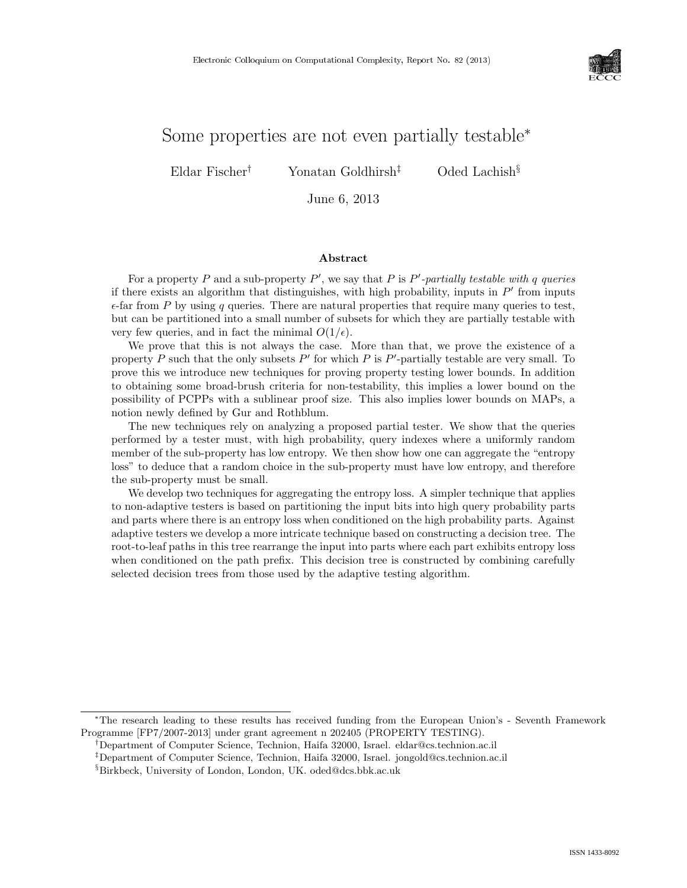# Some properties are not even partially testable*

Eldar Fischer[†] Yonatan Goldhirsh[‡] Oded Lachish[§]

June 6, 2013

## Abstract

For a property $P$ and a sub-property $P'$, we say that $P$ is *$P'$-partially testable with $q$ queries* if there exists an algorithm that distinguishes, with high probability, inputs in $P'$ from inputs $\epsilon$-far from $P$ by using $q$ queries. There are natural properties that require many queries to test, but can be partitioned into a small number of subsets for which they are partially testable with very few queries, and in fact the minimal $O(1/\epsilon)$.

We prove that this is not always the case. More than that, we prove the existence of a property $P$ such that the only subsets $P'$ for which $P$ is $P'$-partially testable are very small. To prove this we introduce new techniques for proving property testing lower bounds. In addition to obtaining some broad-brush criteria for non-testability, this implies a lower bound on the possibility of PCPPs with a sublinear proof size. This also implies lower bounds on MAPs, a notion newly defined by Gur and Rothblum.

The new techniques rely on analyzing a proposed partial tester. We show that the queries performed by a tester must, with high probability, query indexes where a uniformly random member of the sub-property has low entropy. We then show how one can aggregate the "entropy loss" to deduce that a random choice in the sub-property must have low entropy, and therefore the sub-property must be small.

We develop two techniques for aggregating the entropy loss. A simpler technique that applies to non-adaptive testers is based on partitioning the input bits into high query probability parts and parts where there is an entropy loss when conditioned on the high probability parts. Against adaptive testers we develop a more intricate technique based on constructing a decision tree. The root-to-leaf paths in this tree rearrange the input into parts where each part exhibits entropy loss when conditioned on the path prefix. This decision tree is constructed by combining carefully selected decision trees from those used by the adaptive testing algorithm.

---

*The research leading to these results has received funding from the European Union's - Seventh Framework Programme [FP7/2007-2013] under grant agreement n 202405 (PROPERTY TESTING).

[†]Department of Computer Science, Technion, Haifa 32000, Israel. eldar@cs.technion.ac.il

[‡]Department of Computer Science, Technion, Haifa 32000, Israel. jongold@cs.technion.ac.il

[§]Birkbeck, University of London, London, UK. oded@dcs.bbk.ac.uk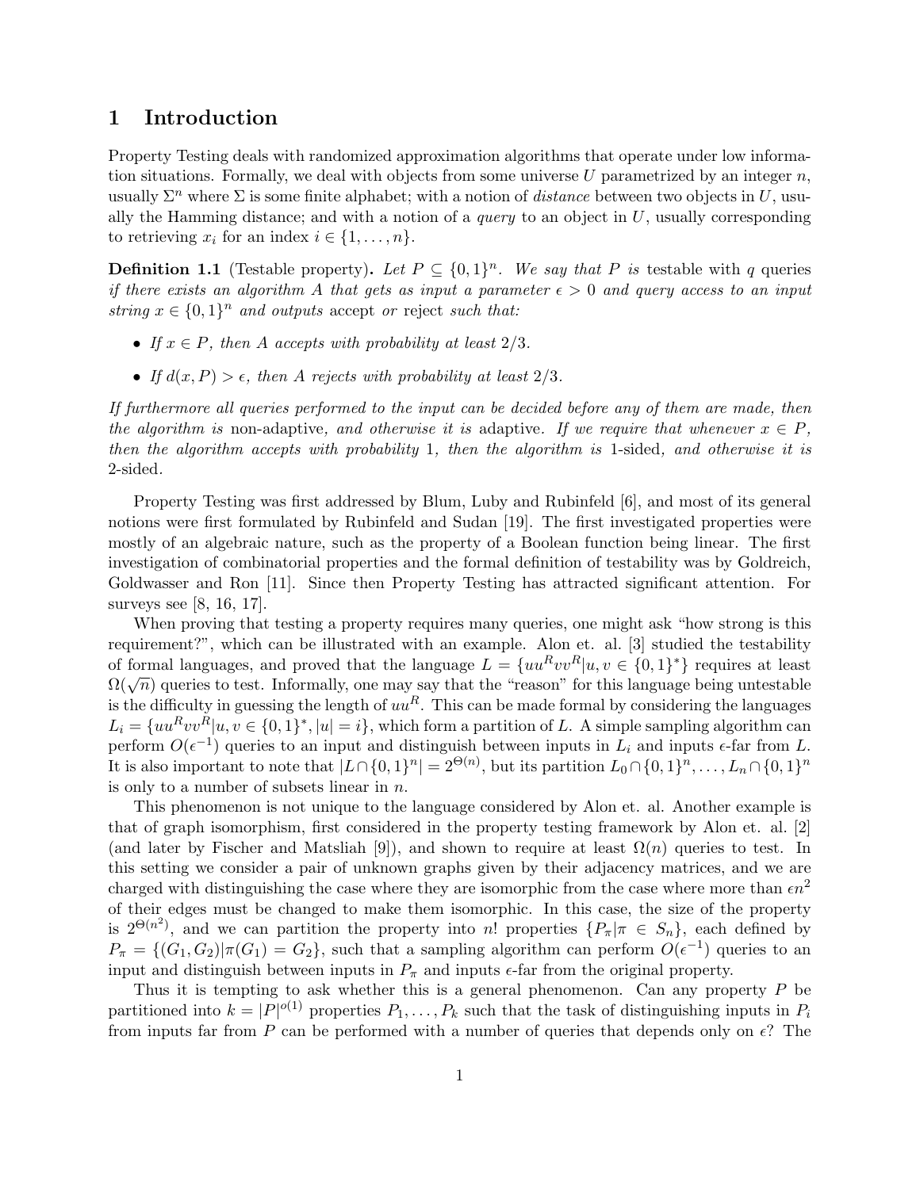# 1 Introduction

Property Testing deals with randomized approximation algorithms that operate under low information situations. Formally, we deal with objects from some universe $U$ parametrized by an integer $n$, usually $\Sigma^n$ where $\Sigma$ is some finite alphabet; with a notion of *distance* between two objects in $U$, usually the Hamming distance; and with a notion of a *query* to an object in $U$, usually corresponding to retrieving $x_i$ for an index $i \in \{1, \dots, n\}$.

**Definition 1.1** (Testable property)**.** *Let $P \subseteq \{0,1\}^n$. We say that $P$ is* testable with $q$ queries *if there exists an algorithm $A$ that gets as input a parameter $\epsilon > 0$ and query access to an input string $x \in \{0,1\}^n$ and outputs* accept *or* reject *such that:*

- *If $x \in P$, then $A$ accepts with probability at least $2/3$.*
- *If $d(x, P) > \epsilon$, then $A$ rejects with probability at least $2/3$.*

*If furthermore all queries performed to the input can be decided before any of them are made, then the algorithm is* non-adaptive*, and otherwise it is* adaptive*. If we require that whenever $x \in P$, then the algorithm accepts with probability 1, then the algorithm is* 1-sided*, and otherwise it is* 2-sided*.*

Property Testing was first addressed by Blum, Luby and Rubinfeld [6], and most of its general notions were first formulated by Rubinfeld and Sudan [19]. The first investigated properties were mostly of an algebraic nature, such as the property of a Boolean function being linear. The first investigation of combinatorial properties and the formal definition of testability was by Goldreich, Goldwasser and Ron [11]. Since then Property Testing has attracted significant attention. For surveys see [8, 16, 17].

When proving that testing a property requires many queries, one might ask "how strong is this requirement?", which can be illustrated with an example. Alon et. al. [3] studied the testability of formal languages, and proved that the language $L = \{uu^R vv^R | u, v \in \{0,1\}^*\}$ requires at least $\Omega(\sqrt{n})$ queries to test. Informally, one may say that the "reason" for this language being untestable is the difficulty in guessing the length of $uu^R$. This can be made formal by considering the languages $L_i = \{uu^R vv^R | u, v \in \{0,1\}^*, |u| = i\}$, which form a partition of $L$. A simple sampling algorithm can perform $O(\epsilon^{-1})$ queries to an input and distinguish between inputs in $L_i$ and inputs $\epsilon$-far from $L$. It is also important to note that $|L \cap \{0,1\}^n| = 2^{\Theta(n)}$, but its partition $L_0 \cap \{0,1\}^n, \dots, L_n \cap \{0,1\}^n$ is only to a number of subsets linear in $n$.

This phenomenon is not unique to the language considered by Alon et. al. Another example is that of graph isomorphism, first considered in the property testing framework by Alon et. al. [2] (and later by Fischer and Matsliah [9]), and shown to require at least $\Omega(n)$ queries to test. In this setting we consider a pair of unknown graphs given by their adjacency matrices, and we are charged with distinguishing the case where they are isomorphic from the case where more than $\epsilon n^2$ of their edges must be changed to make them isomorphic. In this case, the size of the property is $2^{\Theta(n^2)}$, and we can partition the property into $n!$ properties $\{P_\pi | \pi \in S_n\}$, each defined by $P_\pi = \{(G_1, G_2) | \pi(G_1) = G_2\}$, such that a sampling algorithm can perform $O(\epsilon^{-1})$ queries to an input and distinguish between inputs in $P_\pi$ and inputs $\epsilon$-far from the original property.

Thus it is tempting to ask whether this is a general phenomenon. Can any property $P$ be partitioned into $k = |P|^{o(1)}$ properties $P_1, \dots, P_k$ such that the task of distinguishing inputs in $P_i$ from inputs far from $P$ can be performed with a number of queries that depends only on $\epsilon$? The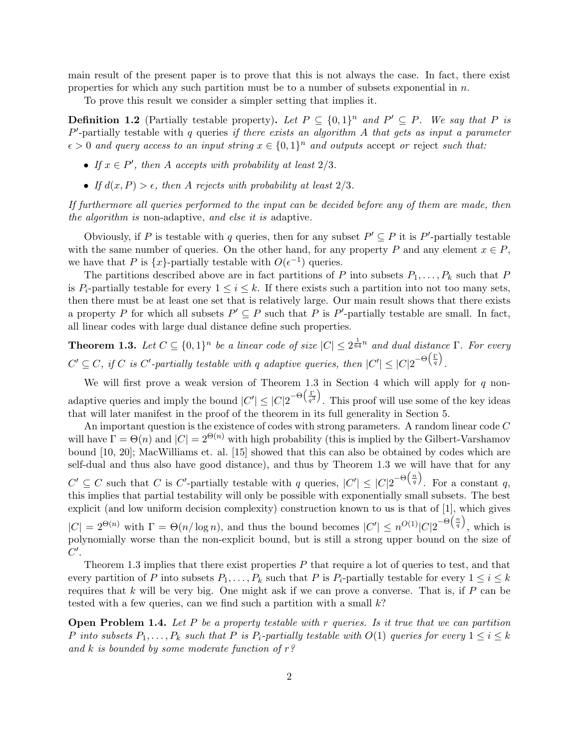main result of the present paper is to prove that this is not always the case. In fact, there exist properties for which any such partition must be to a number of subsets exponential in $n$.

To prove this result we consider a simpler setting that implies it.

**Definition 1.2** (Partially testable property). *Let $P \subseteq \{0,1\}^n$ and $P' \subseteq P$. We say that $P$ is $P'$-partially testable with $q$ queries if there exists an algorithm $A$ that gets as input a parameter $\epsilon > 0$ and query access to an input string $x \in \{0,1\}^n$ and outputs* accept *or* reject *such that:*

- *If $x \in P'$, then $A$ accepts with probability at least $2/3$.*
- *If $d(x, P) > \epsilon$, then $A$ rejects with probability at least $2/3$.*

*If furthermore all queries performed to the input can be decided before any of them are made, then the algorithm is* non-adaptive*, and else it is* adaptive.

Obviously, if $P$ is testable with $q$ queries, then for any subset $P' \subseteq P$ it is $P'$-partially testable with the same number of queries. On the other hand, for any property $P$ and any element $x \in P$, we have that $P$ is $\{x\}$-partially testable with $O(\epsilon^{-1})$ queries.

The partitions described above are in fact partitions of $P$ into subsets $P_1, \ldots, P_k$ such that $P$ is $P_i$-partially testable for every $1 \le i \le k$. If there exists such a partition into not too many sets, then there must be at least one set that is relatively large. Our main result shows that there exists a property $P$ for which all subsets $P' \subseteq P$ such that $P$ is $P'$-partially testable are small. In fact, all linear codes with large dual distance define such properties.

**Theorem 1.3.** *Let $C \subseteq \{0,1\}^n$ be a linear code of size $|C| \le 2^{\frac{1}{64}n}$ and dual distance $\Gamma$. For every $C' \subseteq C$, if $C$ is $C'$-partially testable with $q$ adaptive queries, then $|C'| \le |C| 2^{-\Theta\left(\frac{\Gamma}{q}\right)}$.*

We will first prove a weak version of Theorem 1.3 in Section 4 which will apply for $q$ non-adaptive queries and imply the bound $|C'| \le |C| 2^{-\Theta\left(\frac{\Gamma}{q^3}\right)}$. This proof will use some of the key ideas that will later manifest in the proof of the theorem in its full generality in Section 5.

An important question is the existence of codes with strong parameters. A random linear code $C$ will have $\Gamma = \Theta(n)$ and $|C| = 2^{\Theta(n)}$ with high probability (this is implied by the Gilbert-Varshamov bound [10, 20]; MacWilliams et. al. [15] showed that this can also be obtained by codes which are self-dual and thus also have good distance), and thus by Theorem 1.3 we will have that for any $C' \subseteq C$ such that $C$ is $C'$-partially testable with $q$ queries, $|C'| \le |C| 2^{-\Theta\left(\frac{n}{q}\right)}$. For a constant $q$, this implies that partial testability will only be possible with exponentially small subsets. The best explicit (and low uniform decision complexity) construction known to us is that of [1], which gives $|C| = 2^{\Theta(n)}$ with $\Gamma = \Theta(n/\log n)$, and thus the bound becomes $|C'| \le n^{O(1)} |C| 2^{-\Theta\left(\frac{n}{q}\right)}$, which is polynomially worse than the non-explicit bound, but is still a strong upper bound on the size of $C'$.

Theorem 1.3 implies that there exist properties $P$ that require a lot of queries to test, and that every partition of $P$ into subsets $P_1, \ldots, P_k$ such that $P$ is $P_i$-partially testable for every $1 \le i \le k$ requires that $k$ will be very big. One might ask if we can prove a converse. That is, if $P$ can be tested with a few queries, can we find such a partition with a small $k$?

**Open Problem 1.4.** *Let $P$ be a property testable with $r$ queries. Is it true that we can partition $P$ into subsets $P_1, \ldots, P_k$ such that $P$ is $P_i$-partially testable with $O(1)$ queries for every $1 \le i \le k$ and $k$ is bounded by some moderate function of $r$?*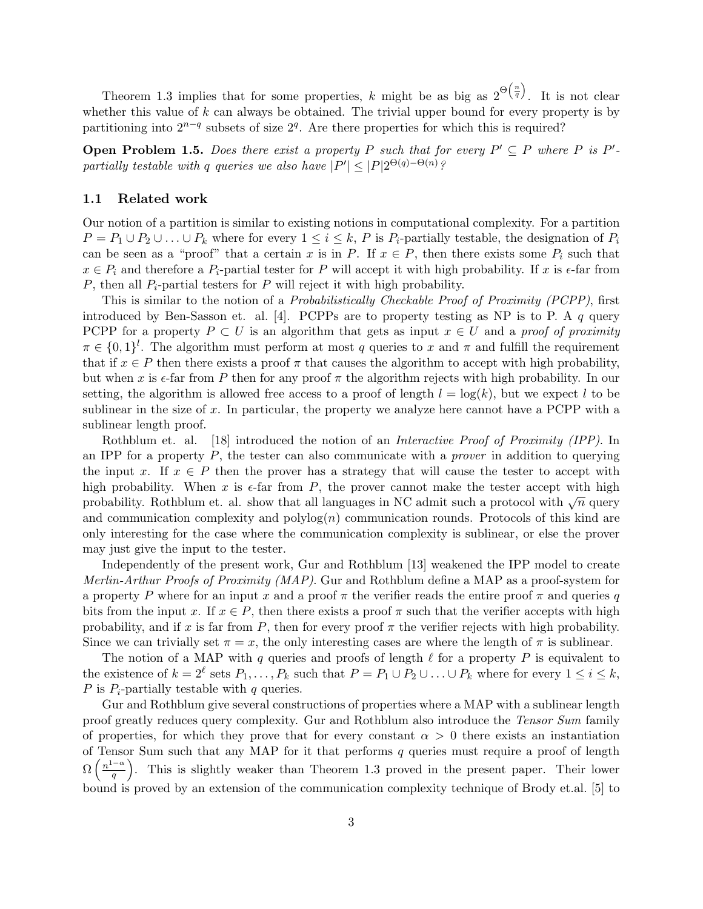Theorem 1.3 implies that for some properties, $k$ might be as big as $2^{\Theta\left(\frac{n}{q}\right)}$. It is not clear whether this value of $k$ can always be obtained. The trivial upper bound for every property is by partitioning into $2^{n-q}$ subsets of size $2^q$. Are there properties for which this is required?

**Open Problem 1.5.** *Does there exist a property $P$ such that for every $P' \subseteq P$ where $P$ is $P'$-partially testable with $q$ queries we also have $|P'| \leq |P| 2^{\Theta(q) - \Theta(n)}$?*

## 1.1 Related work

Our notion of a partition is similar to existing notions in computational complexity. For a partition $P = P_1 \cup P_2 \cup \ldots \cup P_k$ where for every $1 \leq i \leq k$, $P$ is $P_i$-partially testable, the designation of $P_i$ can be seen as a "proof" that a certain $x$ is in $P$. If $x \in P$, then there exists some $P_i$ such that $x \in P_i$ and therefore a $P_i$-partial tester for $P$ will accept it with high probability. If $x$ is $\epsilon$-far from $P$, then all $P_i$-partial testers for $P$ will reject it with high probability.

This is similar to the notion of a *Probabilistically Checkable Proof of Proximity (PCPP)*, first introduced by Ben-Sasson et. al. [4]. PCPPs are to property testing as NP is to P. A $q$ query PCPP for a property $P \subset U$ is an algorithm that gets as input $x \in U$ and a *proof of proximity* $\pi \in \{0,1\}^l$. The algorithm must perform at most $q$ queries to $x$ and $\pi$ and fulfill the requirement that if $x \in P$ then there exists a proof $\pi$ that causes the algorithm to accept with high probability, but when $x$ is $\epsilon$-far from $P$ then for any proof $\pi$ the algorithm rejects with high probability. In our setting, the algorithm is allowed free access to a proof of length $l = \log(k)$, but we expect $l$ to be sublinear in the size of $x$. In particular, the property we analyze here cannot have a PCPP with a sublinear length proof.

Rothblum et. al. [18] introduced the notion of an *Interactive Proof of Proximity (IPP)*. In an IPP for a property $P$, the tester can also communicate with a *prover* in addition to querying the input $x$. If $x \in P$ then the prover has a strategy that will cause the tester to accept with high probability. When $x$ is $\epsilon$-far from $P$, the prover cannot make the tester accept with high probability. Rothblum et. al. show that all languages in NC admit such a protocol with $\sqrt{n}$ query and communication complexity and polylog$(n)$ communication rounds. Protocols of this kind are only interesting for the case where the communication complexity is sublinear, or else the prover may just give the input to the tester.

Independently of the present work, Gur and Rothblum [13] weakened the IPP model to create *Merlin-Arthur Proofs of Proximity (MAP)*. Gur and Rothblum define a MAP as a proof-system for a property $P$ where for an input $x$ and a proof $\pi$ the verifier reads the entire proof $\pi$ and queries $q$ bits from the input $x$. If $x \in P$, then there exists a proof $\pi$ such that the verifier accepts with high probability, and if $x$ is far from $P$, then for every proof $\pi$ the verifier rejects with high probability. Since we can trivially set $\pi = x$, the only interesting cases are where the length of $\pi$ is sublinear.

The notion of a MAP with $q$ queries and proofs of length $\ell$ for a property $P$ is equivalent to the existence of $k = 2^\ell$ sets $P_1, \ldots, P_k$ such that $P = P_1 \cup P_2 \cup \ldots \cup P_k$ where for every $1 \leq i \leq k$, $P$ is $P_i$-partially testable with $q$ queries.

Gur and Rothblum give several constructions of properties where a MAP with a sublinear length proof greatly reduces query complexity. Gur and Rothblum also introduce the *Tensor Sum* family of properties, for which they prove that for every constant $\alpha > 0$ there exists an instantiation of Tensor Sum such that any MAP for it that performs $q$ queries must require a proof of length $\Omega\left(\frac{n^{1-\alpha}}{q}\right)$. This is slightly weaker than Theorem 1.3 proved in the present paper. Their lower bound is proved by an extension of the communication complexity technique of Brody et.al. [5] to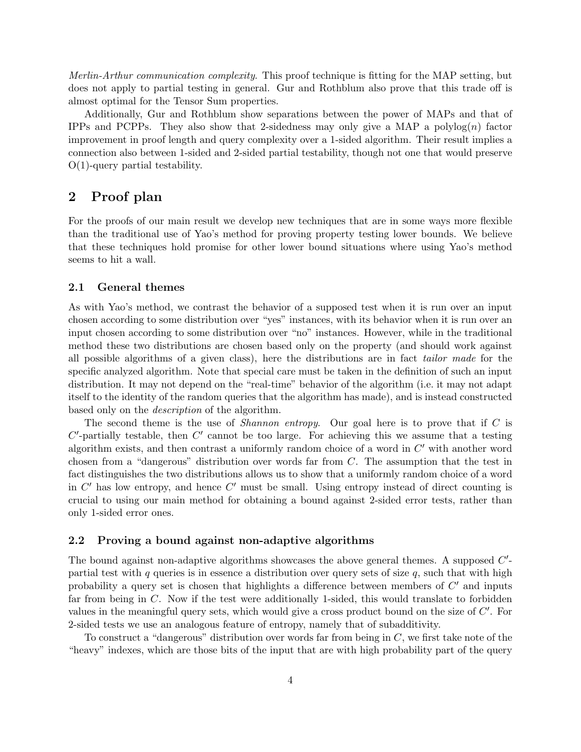*Merlin-Arthur communication complexity*. This proof technique is fitting for the MAP setting, but does not apply to partial testing in general. Gur and Rothblum also prove that this trade off is almost optimal for the Tensor Sum properties.

Additionally, Gur and Rothblum show separations between the power of MAPs and that of IPPs and PCPPs. They also show that 2-sidedness may only give a MAP a $\mathrm{polylog}(n)$ factor improvement in proof length and query complexity over a 1-sided algorithm. Their result implies a connection also between 1-sided and 2-sided partial testability, though not one that would preserve O(1)-query partial testability.

## 2 Proof plan

For the proofs of our main result we develop new techniques that are in some ways more flexible than the traditional use of Yao's method for proving property testing lower bounds. We believe that these techniques hold promise for other lower bound situations where using Yao's method seems to hit a wall.

### 2.1 General themes

As with Yao's method, we contrast the behavior of a supposed test when it is run over an input chosen according to some distribution over "yes" instances, with its behavior when it is run over an input chosen according to some distribution over "no" instances. However, while in the traditional method these two distributions are chosen based only on the property (and should work against all possible algorithms of a given class), here the distributions are in fact *tailor made* for the specific analyzed algorithm. Note that special care must be taken in the definition of such an input distribution. It may not depend on the "real-time" behavior of the algorithm (i.e. it may not adapt itself to the identity of the random queries that the algorithm has made), and is instead constructed based only on the *description* of the algorithm.

The second theme is the use of *Shannon entropy*. Our goal here is to prove that if $C$ is $C'$-partially testable, then $C'$ cannot be too large. For achieving this we assume that a testing algorithm exists, and then contrast a uniformly random choice of a word in $C'$ with another word chosen from a "dangerous" distribution over words far from $C$. The assumption that the test in fact distinguishes the two distributions allows us to show that a uniformly random choice of a word in $C'$ has low entropy, and hence $C'$ must be small. Using entropy instead of direct counting is crucial to using our main method for obtaining a bound against 2-sided error tests, rather than only 1-sided error ones.

### 2.2 Proving a bound against non-adaptive algorithms

The bound against non-adaptive algorithms showcases the above general themes. A supposed $C'$-partial test with $q$ queries is in essence a distribution over query sets of size $q$, such that with high probability a query set is chosen that highlights a difference between members of $C'$ and inputs far from being in $C$. Now if the test were additionally 1-sided, this would translate to forbidden values in the meaningful query sets, which would give a cross product bound on the size of $C'$. For 2-sided tests we use an analogous feature of entropy, namely that of subadditivity.

To construct a "dangerous" distribution over words far from being in $C$, we first take note of the "heavy" indexes, which are those bits of the input that are with high probability part of the query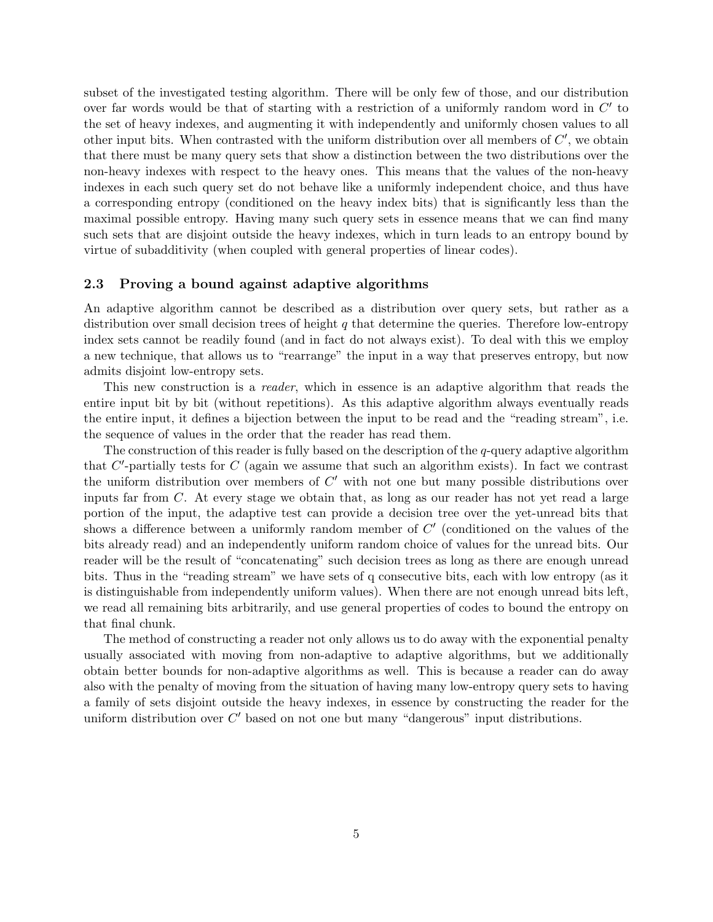subset of the investigated testing algorithm. There will be only few of those, and our distribution over far words would be that of starting with a restriction of a uniformly random word in $C'$ to the set of heavy indexes, and augmenting it with independently and uniformly chosen values to all other input bits. When contrasted with the uniform distribution over all members of $C'$, we obtain that there must be many query sets that show a distinction between the two distributions over the non-heavy indexes with respect to the heavy ones. This means that the values of the non-heavy indexes in each such query set do not behave like a uniformly independent choice, and thus have a corresponding entropy (conditioned on the heavy index bits) that is significantly less than the maximal possible entropy. Having many such query sets in essence means that we can find many such sets that are disjoint outside the heavy indexes, which in turn leads to an entropy bound by virtue of subadditivity (when coupled with general properties of linear codes).

## 2.3 Proving a bound against adaptive algorithms

An adaptive algorithm cannot be described as a distribution over query sets, but rather as a distribution over small decision trees of height $q$ that determine the queries. Therefore low-entropy index sets cannot be readily found (and in fact do not always exist). To deal with this we employ a new technique, that allows us to "rearrange" the input in a way that preserves entropy, but now admits disjoint low-entropy sets.

This new construction is a *reader*, which in essence is an adaptive algorithm that reads the entire input bit by bit (without repetitions). As this adaptive algorithm always eventually reads the entire input, it defines a bijection between the input to be read and the "reading stream", i.e. the sequence of values in the order that the reader has read them.

The construction of this reader is fully based on the description of the $q$-query adaptive algorithm that $C'$-partially tests for $C$ (again we assume that such an algorithm exists). In fact we contrast the uniform distribution over members of $C'$ with not one but many possible distributions over inputs far from $C$. At every stage we obtain that, as long as our reader has not yet read a large portion of the input, the adaptive test can provide a decision tree over the yet-unread bits that shows a difference between a uniformly random member of $C'$ (conditioned on the values of the bits already read) and an independently uniform random choice of values for the unread bits. Our reader will be the result of "concatenating" such decision trees as long as there are enough unread bits. Thus in the "reading stream" we have sets of q consecutive bits, each with low entropy (as it is distinguishable from independently uniform values). When there are not enough unread bits left, we read all remaining bits arbitrarily, and use general properties of codes to bound the entropy on that final chunk.

The method of constructing a reader not only allows us to do away with the exponential penalty usually associated with moving from non-adaptive to adaptive algorithms, but we additionally obtain better bounds for non-adaptive algorithms as well. This is because a reader can do away also with the penalty of moving from the situation of having many low-entropy query sets to having a family of sets disjoint outside the heavy indexes, in essence by constructing the reader for the uniform distribution over $C'$ based on not one but many "dangerous" input distributions.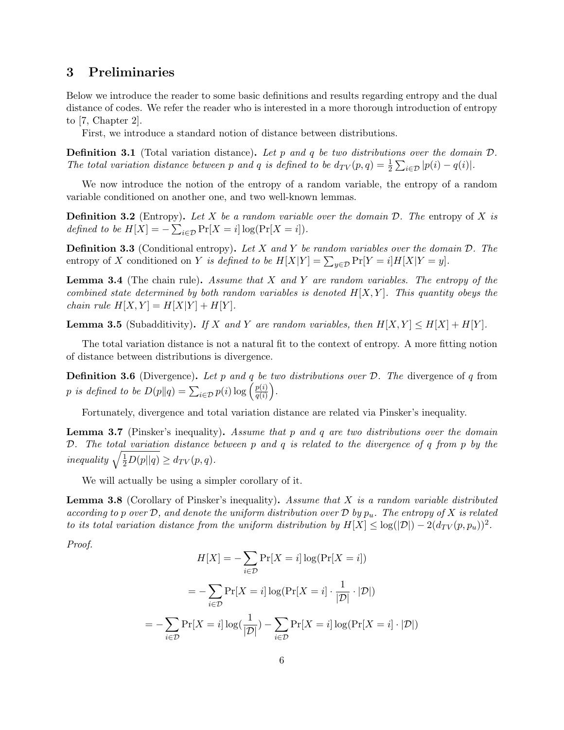## 3 Preliminaries

Below we introduce the reader to some basic definitions and results regarding entropy and the dual distance of codes. We refer the reader who is interested in a more thorough introduction of entropy to [7, Chapter 2].

First, we introduce a standard notion of distance between distributions.

**Definition 3.1** (Total variation distance)**.** *Let $p$ and $q$ be two distributions over the domain $\mathcal{D}$. The total variation distance between $p$ and $q$ is defined to be $d_{TV}(p,q) = \frac{1}{2}\sum_{i\in\mathcal{D}} |p(i) - q(i)|$.*

We now introduce the notion of the entropy of a random variable, the entropy of a random variable conditioned on another one, and two well-known lemmas.

**Definition 3.2** (Entropy)**.** *Let $X$ be a random variable over the domain $\mathcal{D}$. The* entropy of $X$ *is defined to be $H[X] = -\sum_{i\in\mathcal{D}} \Pr[X = i]\log(\Pr[X = i])$.*

**Definition 3.3** (Conditional entropy)**.** *Let $X$ and $Y$ be random variables over the domain $\mathcal{D}$. The* entropy of $X$ conditioned on $Y$ *is defined to be $H[X|Y] = \sum_{y\in\mathcal{D}} \Pr[Y = i]H[X|Y = y]$.*

**Lemma 3.4** (The chain rule)**.** *Assume that $X$ and $Y$ are random variables. The entropy of the combined state determined by both random variables is denoted $H[X,Y]$. This quantity obeys the chain rule $H[X,Y] = H[X|Y] + H[Y]$.*

**Lemma 3.5** (Subadditivity)**.** *If $X$ and $Y$ are random variables, then $H[X,Y] \leq H[X] + H[Y]$.*

The total variation distance is not a natural fit to the context of entropy. A more fitting notion of distance between distributions is divergence.

**Definition 3.6** (Divergence)**.** *Let $p$ and $q$ be two distributions over $\mathcal{D}$. The* divergence of $q$ from $p$ *is defined to be $D(p\|q) = \sum_{i\in\mathcal{D}} p(i)\log\left(\frac{p(i)}{q(i)}\right)$.*

Fortunately, divergence and total variation distance are related via Pinsker's inequality.

**Lemma 3.7** (Pinsker's inequality)**.** *Assume that $p$ and $q$ are two distributions over the domain $\mathcal{D}$. The total variation distance between $p$ and $q$ is related to the divergence of $q$ from $p$ by the inequality $\sqrt{\frac{1}{2}D(p||q)} \geq d_{TV}(p,q)$.*

We will actually be using a simpler corollary of it.

**Lemma 3.8** (Corollary of Pinsker's inequality)**.** *Assume that $X$ is a random variable distributed according to $p$ over $\mathcal{D}$, and denote the uniform distribution over $\mathcal{D}$ by $p_u$. The entropy of $X$ is related to its total variation distance from the uniform distribution by $H[X] \leq \log(|\mathcal{D}|) - 2(d_{TV}(p,p_u))^2$.*

*Proof.*

$$H[X] = -\sum_{i\in\mathcal{D}} \Pr[X = i]\log(\Pr[X = i])$$

$$= -\sum_{i\in\mathcal{D}} \Pr[X = i]\log(\Pr[X = i]\cdot\frac{1}{|\mathcal{D}|}\cdot|\mathcal{D}|)$$

$$= -\sum_{i\in\mathcal{D}} \Pr[X = i]\log(\frac{1}{|\mathcal{D}|}) - \sum_{i\in\mathcal{D}} \Pr[X = i]\log(\Pr[X = i]\cdot|\mathcal{D}|)$$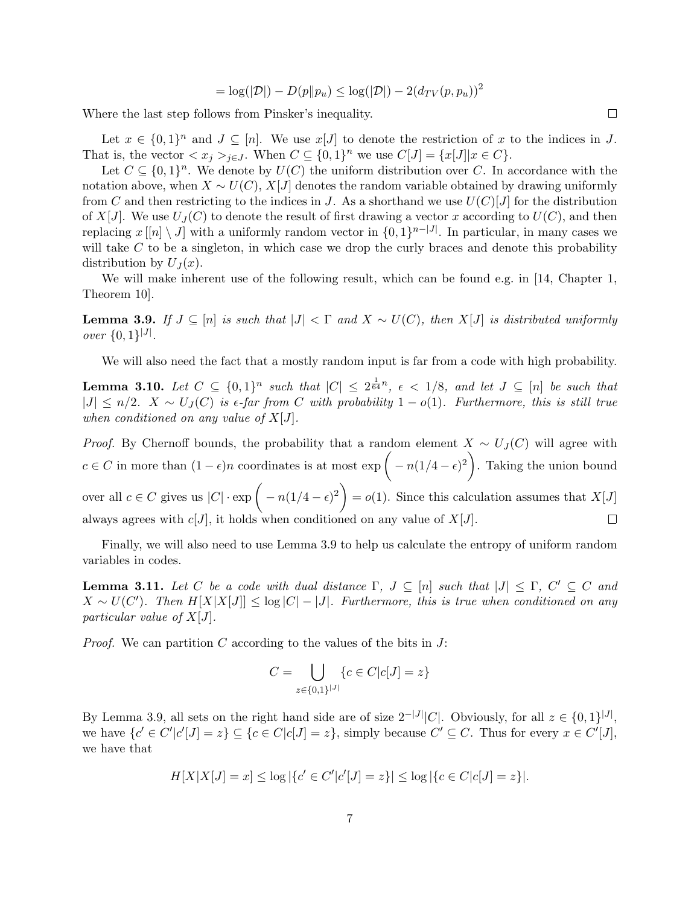$$= \log(|\mathcal{D}|) - D(p\|p_u) \leq \log(|\mathcal{D}|) - 2(d_{TV}(p, p_u))^2$$

Where the last step follows from Pinsker's inequality. ◻

Let $x \in \{0,1\}^n$ and $J \subseteq [n]$. We use $x[J]$ to denote the restriction of $x$ to the indices in $J$. That is, the vector $< x_j >_{j \in J}$. When $C \subseteq \{0,1\}^n$ we use $C[J] = \{x[J] | x \in C\}$.

Let $C \subseteq \{0,1\}^n$. We denote by $U(C)$ the uniform distribution over $C$. In accordance with the notation above, when $X \sim U(C)$, $X[J]$ denotes the random variable obtained by drawing uniformly from $C$ and then restricting to the indices in $J$. As a shorthand we use $U(C)[J]$ for the distribution of $X[J]$. We use $U_J(C)$ to denote the result of first drawing a vector $x$ according to $U(C)$, and then replacing $x[[n] \setminus J]$ with a uniformly random vector in $\{0,1\}^{n-|J|}$. In particular, in many cases we will take $C$ to be a singleton, in which case we drop the curly braces and denote this probability distribution by $U_J(x)$.

We will make inherent use of the following result, which can be found e.g. in [14, Chapter 1, Theorem 10].

**Lemma 3.9.** *If $J \subseteq [n]$ is such that $|J| < \Gamma$ and $X \sim U(C)$, then $X[J]$ is distributed uniformly over $\{0,1\}^{|J|}$.*

We will also need the fact that a mostly random input is far from a code with high probability.

**Lemma 3.10.** *Let $C \subseteq \{0,1\}^n$ such that $|C| \leq 2^{\frac{1}{64}n}$, $\epsilon < 1/8$, and let $J \subseteq [n]$ be such that $|J| \leq n/2$. $X \sim U_J(C)$ is $\epsilon$-far from $C$ with probability $1 - o(1)$. Furthermore, this is still true when conditioned on any value of $X[J]$.*

*Proof.* By Chernoff bounds, the probability that a random element $X \sim U_J(C)$ will agree with $c \in C$ in more than $(1-\epsilon)n$ coordinates is at most $\exp\left(-n(1/4-\epsilon)^2\right)$. Taking the union bound over all $c \in C$ gives us $|C| \cdot \exp\left(-n(1/4-\epsilon)^2\right) = o(1)$. Since this calculation assumes that $X[J]$ always agrees with $c[J]$, it holds when conditioned on any value of $X[J]$. ◻

Finally, we will also need to use Lemma 3.9 to help us calculate the entropy of uniform random variables in codes.

**Lemma 3.11.** *Let $C$ be a code with dual distance $\Gamma$, $J \subseteq [n]$ such that $|J| \leq \Gamma$, $C' \subseteq C$ and $X \sim U(C')$. Then $H[X|X[J]] \leq \log|C| - |J|$. Furthermore, this is true when conditioned on any particular value of $X[J]$.*

*Proof.* We can partition $C$ according to the values of the bits in $J$:

$$C = \bigcup_{z \in \{0,1\}^{|J|}} \{c \in C | c[J] = z\}$$

By Lemma 3.9, all sets on the right hand side are of size $2^{-|J|}|C|$. Obviously, for all $z \in \{0,1\}^{|J|}$, we have $\{c' \in C' | c'[J] = z\} \subseteq \{c \in C | c[J] = z\}$, simply because $C' \subseteq C$. Thus for every $x \in C'[J]$, we have that

$$H[X|X[J] = x] \leq \log|\{c' \in C' | c'[J] = z\}| \leq \log|\{c \in C | c[J] = z\}|.$$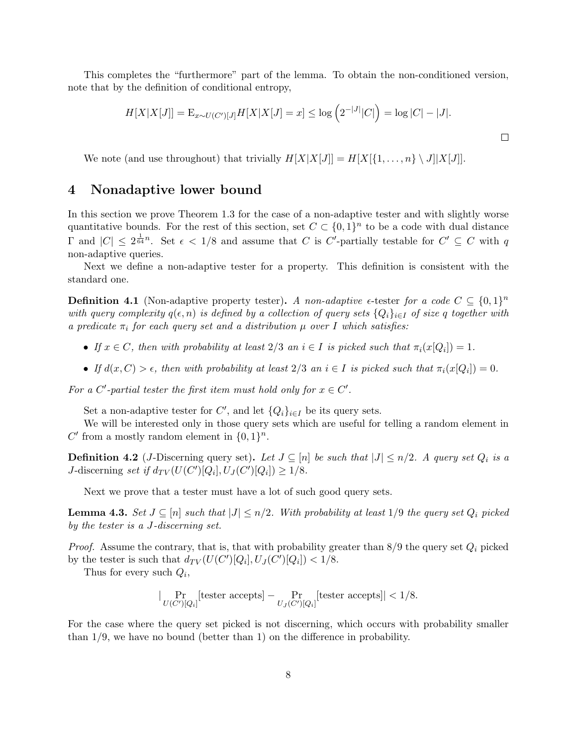This completes the "furthermore" part of the lemma. To obtain the non-conditioned version, note that by the definition of conditional entropy,

$$H[X|X[J]] = \mathrm{E}_{x \sim U(C')[J]} H[X|X[J] = x] \leq \log\left(2^{-|J|}|C|\right) = \log|C| - |J|.$$

□

We note (and use throughout) that trivially $H[X|X[J]] = H[X[\{1,\ldots,n\} \setminus J]|X[J]]$.

## 4 Nonadaptive lower bound

In this section we prove Theorem 1.3 for the case of a non-adaptive tester and with slightly worse quantitative bounds. For the rest of this section, set $C \subset \{0,1\}^n$ to be a code with dual distance $\Gamma$ and $|C| \leq 2^{\frac{1}{64}n}$. Set $\epsilon < 1/8$ and assume that $C$ is $C'$-partially testable for $C' \subseteq C$ with $q$ non-adaptive queries.

Next we define a non-adaptive tester for a property. This definition is consistent with the standard one.

**Definition 4.1** (Non-adaptive property tester)**.** *A non-adaptive* $\epsilon$-tester *for a code* $C \subseteq \{0,1\}^n$ *with query complexity* $q(\epsilon, n)$ *is defined by a collection of query sets* $\{Q_i\}_{i \in I}$ *of size* $q$ *together with a predicate* $\pi_i$ *for each query set and a distribution* $\mu$ *over* $I$ *which satisfies:*

- *If* $x \in C$*, then with probability at least* $2/3$ *an* $i \in I$ *is picked such that* $\pi_i(x[Q_i]) = 1$*.*
- *If* $d(x, C) > \epsilon$*, then with probability at least* $2/3$ *an* $i \in I$ *is picked such that* $\pi_i(x[Q_i]) = 0$*.*

*For a* $C'$*-partial tester the first item must hold only for* $x \in C'$*.*

Set a non-adaptive tester for $C'$, and let $\{Q_i\}_{i \in I}$ be its query sets.

We will be interested only in those query sets which are useful for telling a random element in $C'$ from a mostly random element in $\{0,1\}^n$.

**Definition 4.2** ($J$-Discerning query set)**.** *Let* $J \subseteq [n]$ *be such that* $|J| \leq n/2$*. A query set* $Q_i$ *is a* $J$-discerning *set if* $d_{TV}(U(C')[Q_i], U_J(C')[Q_i]) \geq 1/8$*.*

Next we prove that a tester must have a lot of such good query sets.

**Lemma 4.3.** *Set* $J \subseteq [n]$ *such that* $|J| \leq n/2$*. With probability at least* $1/9$ *the query set* $Q_i$ *picked by the tester is a* $J$*-discerning set.*

*Proof.* Assume the contrary, that is, that with probability greater than $8/9$ the query set $Q_i$ picked by the tester is such that $d_{TV}(U(C')[Q_i], U_J(C')[Q_i]) < 1/8$.

Thus for every such $Q_i$,

$$\left|\Pr_{U(C')[Q_i]}[\text{tester accepts}] - \Pr_{U_J(C')[Q_i]}[\text{tester accepts}]\right| < 1/8.$$

For the case where the query set picked is not discerning, which occurs with probability smaller than $1/9$, we have no bound (better than 1) on the difference in probability.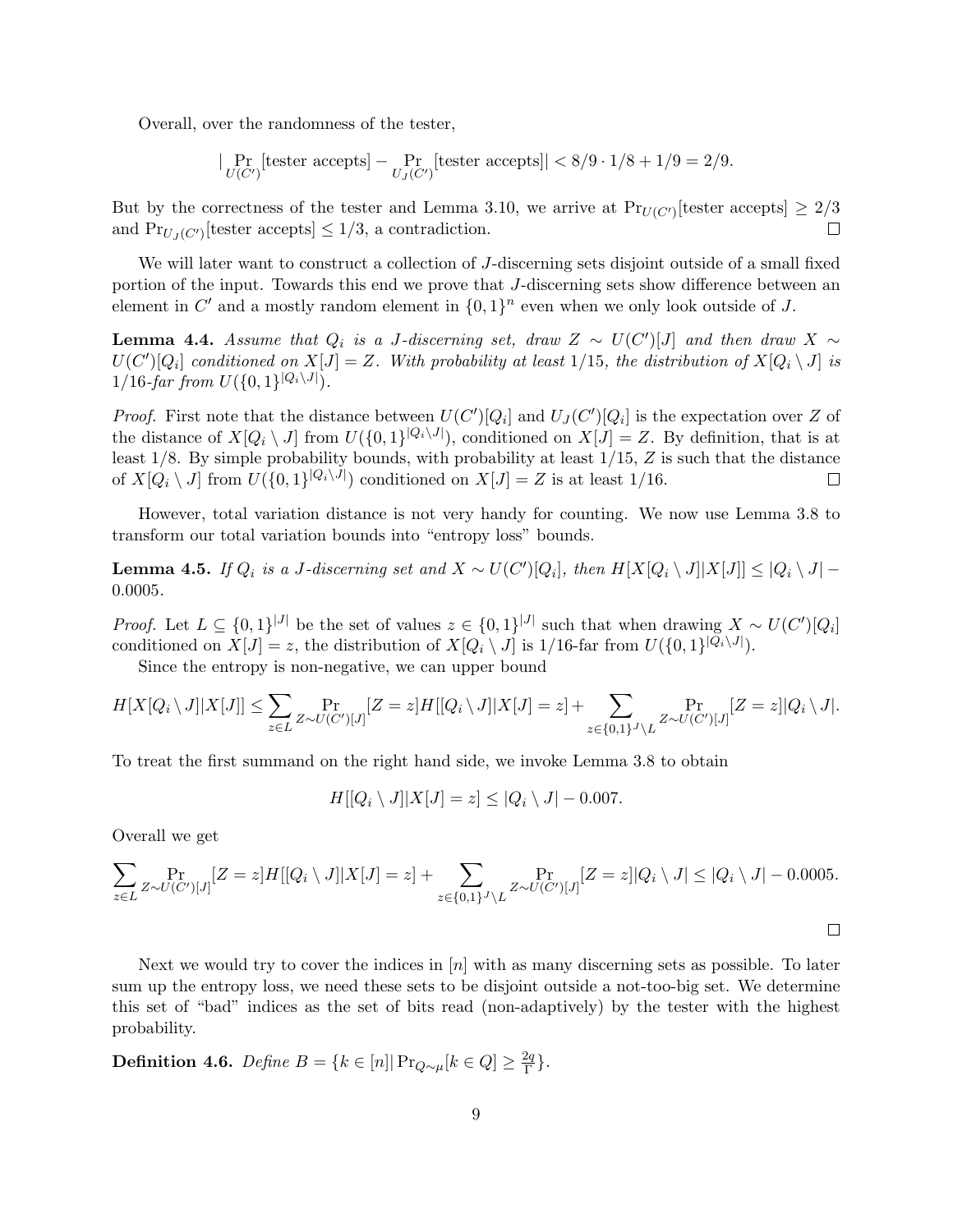Overall, over the randomness of the tester,

$$|\Pr_{U(C')}[\text{tester accepts}] - \Pr_{U_J(C')}[\text{tester accepts}]| < 8/9 \cdot 1/8 + 1/9 = 2/9.$$

But by the correctness of the tester and Lemma 3.10, we arrive at $\Pr_{U(C')}[\text{tester accepts}] \geq 2/3$ and $\Pr_{U_J(C')}[\text{tester accepts}] \leq 1/3$, a contradiction. ◻

We will later want to construct a collection of $J$-discerning sets disjoint outside of a small fixed portion of the input. Towards this end we prove that $J$-discerning sets show difference between an element in $C'$ and a mostly random element in $\{0,1\}^n$ even when we only look outside of $J$.

**Lemma 4.4.** *Assume that $Q_i$ is a $J$-discerning set, draw $Z \sim U(C')[J]$ and then draw $X \sim U(C')[Q_i]$ conditioned on $X[J] = Z$. With probability at least $1/15$, the distribution of $X[Q_i \setminus J]$ is $1/16$-far from $U(\{0,1\}^{|Q_i \setminus J|})$.*

*Proof.* First note that the distance between $U(C')[Q_i]$ and $U_J(C')[Q_i]$ is the expectation over $Z$ of the distance of $X[Q_i \setminus J]$ from $U(\{0,1\}^{|Q_i \setminus J|})$, conditioned on $X[J] = Z$. By definition, that is at least $1/8$. By simple probability bounds, with probability at least $1/15$, $Z$ is such that the distance of $X[Q_i \setminus J]$ from $U(\{0,1\}^{|Q_i \setminus J|})$ conditioned on $X[J] = Z$ is at least $1/16$. ◻

However, total variation distance is not very handy for counting. We now use Lemma 3.8 to transform our total variation bounds into "entropy loss" bounds.

**Lemma 4.5.** *If $Q_i$ is a $J$-discerning set and $X \sim U(C')[Q_i]$, then $H[X[Q_i \setminus J]|X[J]] \leq |Q_i \setminus J| - 0.0005$.*

*Proof.* Let $L \subseteq \{0,1\}^{|J|}$ be the set of values $z \in \{0,1\}^{|J|}$ such that when drawing $X \sim U(C')[Q_i]$ conditioned on $X[J] = z$, the distribution of $X[Q_i \setminus J]$ is $1/16$-far from $U(\{0,1\}^{|Q_i \setminus J|})$.

Since the entropy is non-negative, we can upper bound

$$H[X[Q_i \setminus J]|X[J]] \leq \sum_{z \in L} \Pr_{Z \sim U(C')[J]}[Z = z] H[[Q_i \setminus J]|X[J] = z] + \sum_{z \in \{0,1\}^J \setminus L} \Pr_{Z \sim U(C')[J]}[Z = z] |Q_i \setminus J|.$$

To treat the first summand on the right hand side, we invoke Lemma 3.8 to obtain

$$H[[Q_i \setminus J]|X[J] = z] \leq |Q_i \setminus J| - 0.007.$$

Overall we get

$$\sum_{z \in L} \Pr_{Z \sim U(C')[J]}[Z = z] H[[Q_i \setminus J]|X[J] = z] + \sum_{z \in \{0,1\}^J \setminus L} \Pr_{Z \sim U(C')[J]}[Z = z] |Q_i \setminus J| \leq |Q_i \setminus J| - 0.0005.$$

◻

Next we would try to cover the indices in $[n]$ with as many discerning sets as possible. To later sum up the entropy loss, we need these sets to be disjoint outside a not-too-big set. We determine this set of "bad" indices as the set of bits read (non-adaptively) by the tester with the highest probability.

**Definition 4.6.** *Define $B = \{k \in [n] | \Pr_{Q \sim \mu}[k \in Q] \geq \frac{2q}{\Gamma}\}$.*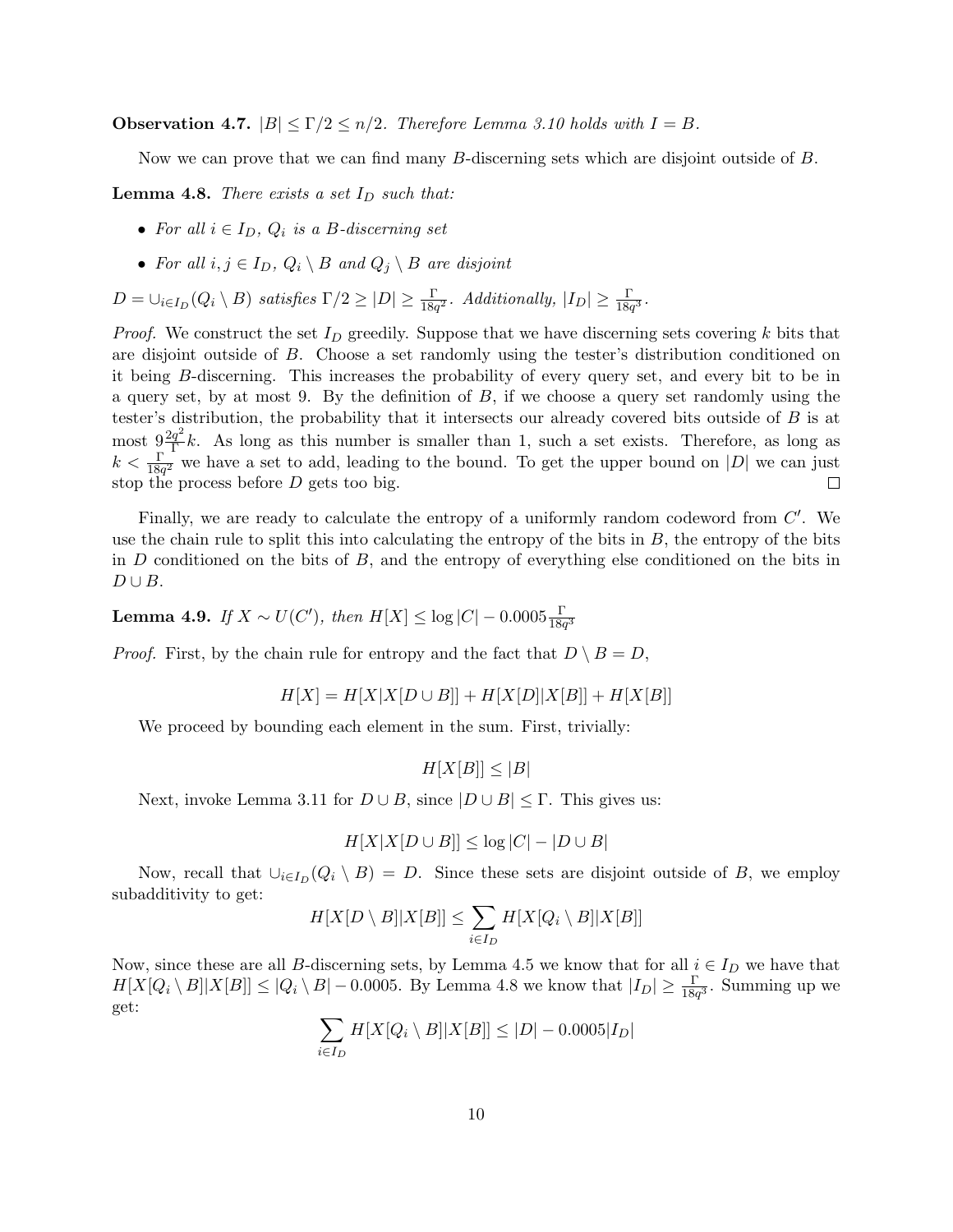**Observation 4.7.** *$|B| \leq \Gamma/2 \leq n/2$. Therefore Lemma 3.10 holds with $I = B$.*

Now we can prove that we can find many $B$-discerning sets which are disjoint outside of $B$.

**Lemma 4.8.** *There exists a set $I_D$ such that:*

- *For all $i \in I_D$, $Q_i$ is a $B$-discerning set*
- *For all $i, j \in I_D$, $Q_i \setminus B$ and $Q_j \setminus B$ are disjoint*

*$D = \cup_{i \in I_D}(Q_i \setminus B)$ satisfies $\Gamma/2 \geq |D| \geq \frac{\Gamma}{18q^2}$. Additionally, $|I_D| \geq \frac{\Gamma}{18q^3}$.*

*Proof.* We construct the set $I_D$ greedily. Suppose that we have discerning sets covering $k$ bits that are disjoint outside of $B$. Choose a set randomly using the tester's distribution conditioned on it being $B$-discerning. This increases the probability of every query set, and every bit to be in a query set, by at most 9. By the definition of $B$, if we choose a query set randomly using the tester's distribution, the probability that it intersects our already covered bits outside of $B$ is at most $9\frac{2q^2}{\Gamma}k$. As long as this number is smaller than 1, such a set exists. Therefore, as long as $k < \frac{\Gamma}{18q^2}$ we have a set to add, leading to the bound. To get the upper bound on $|D|$ we can just stop the process before $D$ gets too big. $\square$

Finally, we are ready to calculate the entropy of a uniformly random codeword from $C'$. We use the chain rule to split this into calculating the entropy of the bits in $B$, the entropy of the bits in $D$ conditioned on the bits of $B$, and the entropy of everything else conditioned on the bits in $D \cup B$.

**Lemma 4.9.** *If $X \sim U(C')$, then $H[X] \leq \log|C| - 0.0005\frac{\Gamma}{18q^3}$*

*Proof.* First, by the chain rule for entropy and the fact that $D \setminus B = D$,

$$H[X] = H[X|X[D \cup B]] + H[X[D]|X[B]] + H[X[B]]$$

We proceed by bounding each element in the sum. First, trivially:

$$H[X[B]] \leq |B|$$

Next, invoke Lemma 3.11 for $D \cup B$, since $|D \cup B| \leq \Gamma$. This gives us:

$$H[X|X[D \cup B]] \leq \log|C| - |D \cup B|$$

Now, recall that $\cup_{i \in I_D}(Q_i \setminus B) = D$. Since these sets are disjoint outside of $B$, we employ subadditivity to get:

$$H[X[D \setminus B]|X[B]] \leq \sum_{i \in I_D} H[X[Q_i \setminus B]|X[B]]$$

Now, since these are all $B$-discerning sets, by Lemma 4.5 we know that for all $i \in I_D$ we have that $H[X[Q_i \setminus B]|X[B]] \leq |Q_i \setminus B| - 0.0005$. By Lemma 4.8 we know that $|I_D| \geq \frac{\Gamma}{18q^3}$. Summing up we get:

$$\sum_{i \in I_D} H[X[Q_i \setminus B]|X[B]] \leq |D| - 0.0005|I_D|$$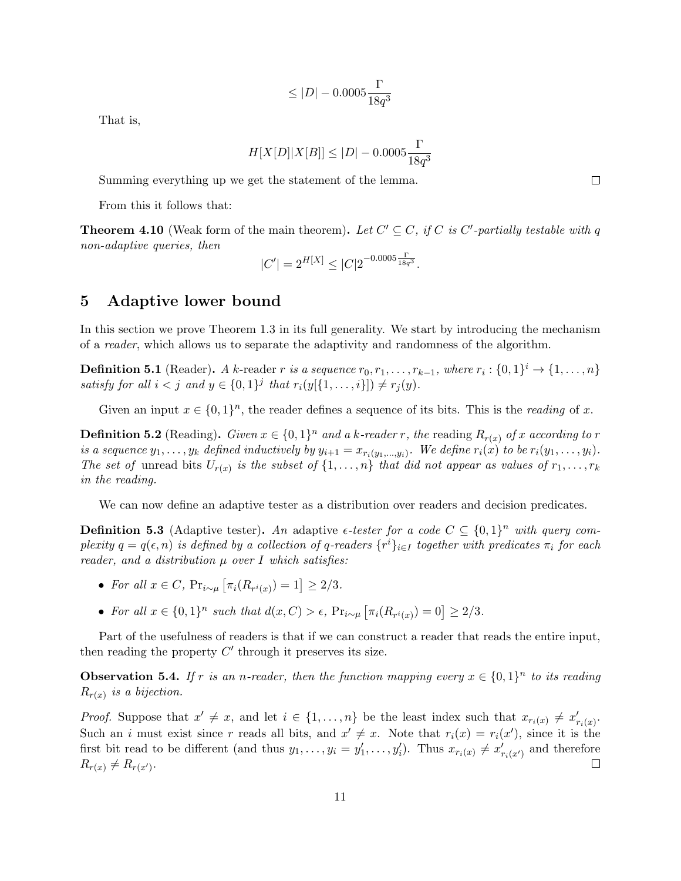$$\leq |D| - 0.0005\frac{\Gamma}{18q^3}$$

That is,

$$H[X[D]|X[B]] \leq |D| - 0.0005\frac{\Gamma}{18q^3}$$

Summing everything up we get the statement of the lemma. ∎

From this it follows that:

**Theorem 4.10** (Weak form of the main theorem)**.** *Let $C' \subseteq C$, if $C$ is $C'$-partially testable with $q$ non-adaptive queries, then*

$$|C'| = 2^{H[X]} \leq |C| 2^{-0.0005\frac{\Gamma}{18q^3}}.$$

## 5 Adaptive lower bound

In this section we prove Theorem 1.3 in its full generality. We start by introducing the mechanism of a *reader*, which allows us to separate the adaptivity and randomness of the algorithm.

**Definition 5.1** (Reader)**.** *A $k$-reader $r$ is a sequence $r_0, r_1, \ldots, r_{k-1}$, where $r_i : \{0,1\}^i \to \{1, \ldots, n\}$ satisfy for all $i < j$ and $y \in \{0,1\}^j$ that $r_i(y[\{1, \ldots, i\}]) \neq r_j(y)$.*

Given an input $x \in \{0,1\}^n$, the reader defines a sequence of its bits. This is the *reading* of $x$.

**Definition 5.2** (Reading)**.** *Given $x \in \{0,1\}^n$ and a $k$-reader $r$, the* reading *$R_{r(x)}$ of $x$ according to $r$ is a sequence $y_1, \ldots, y_k$ defined inductively by $y_{i+1} = x_{r_i(y_1,\ldots,y_i)}$. We define $r_i(x)$ to be $r_i(y_1, \ldots, y_i)$. The set of* unread bits *$U_{r(x)}$ is the subset of $\{1, \ldots, n\}$ that did not appear as values of $r_1, \ldots, r_k$ in the reading.*

We can now define an adaptive tester as a distribution over readers and decision predicates.

**Definition 5.3** (Adaptive tester)**.** *An* adaptive *$\epsilon$-tester for a code $C \subseteq \{0,1\}^n$ with query complexity $q = q(\epsilon, n)$ is defined by a collection of $q$-readers $\{r^i\}_{i \in I}$ together with predicates $\pi_i$ for each reader, and a distribution $\mu$ over $I$ which satisfies:*

- *For all $x \in C$, $\Pr_{i \sim \mu}\left[\pi_i(R_{r^i(x)}) = 1\right] \geq 2/3$.*
- *For all $x \in \{0,1\}^n$ such that $d(x, C) > \epsilon$, $\Pr_{i \sim \mu}\left[\pi_i(R_{r^i(x)}) = 0\right] \geq 2/3$.*

Part of the usefulness of readers is that if we can construct a reader that reads the entire input, then reading the property $C'$ through it preserves its size.

**Observation 5.4.** *If $r$ is an $n$-reader, then the function mapping every $x \in \{0,1\}^n$ to its reading $R_{r(x)}$ is a bijection.*

*Proof.* Suppose that $x' \neq x$, and let $i \in \{1, \ldots, n\}$ be the least index such that $x_{r_i(x)} \neq x'_{r_i(x)}$. Such an $i$ must exist since $r$ reads all bits, and $x' \neq x$. Note that $r_i(x) = r_i(x')$, since it is the first bit read to be different (and thus $y_1, \ldots, y_i = y'_1, \ldots, y'_i$). Thus $x_{r_i(x)} \neq x'_{r_i(x')}$ and therefore $R_{r(x)} \neq R_{r(x')}$. ∎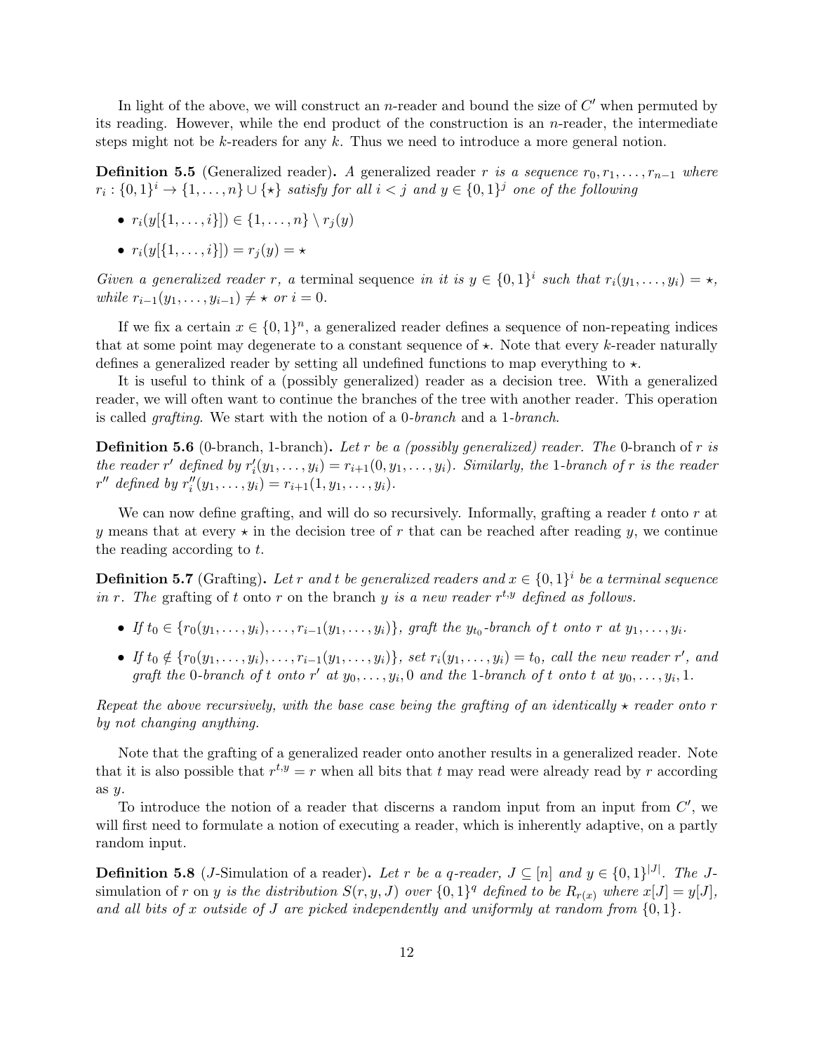In light of the above, we will construct an $n$-reader and bound the size of $C'$ when permuted by its reading. However, while the end product of the construction is an $n$-reader, the intermediate steps might not be $k$-readers for any $k$. Thus we need to introduce a more general notion.

**Definition 5.5** (Generalized reader)**.** *A* generalized reader $r$ *is a sequence* $r_0, r_1, \ldots, r_{n-1}$ *where* $r_i : \{0,1\}^i \to \{1, \ldots, n\} \cup \{\star\}$ *satisfy for all* $i < j$ *and* $y \in \{0,1\}^j$ *one of the following*

- $r_i(y[\{1, \ldots, i\}]) \in \{1, \ldots, n\} \setminus r_j(y)$
- $r_i(y[\{1, \ldots, i\}]) = r_j(y) = \star$

*Given a generalized reader* $r$*, a* terminal sequence *in it is* $y \in \{0,1\}^i$ *such that* $r_i(y_1, \ldots, y_i) = \star$*, while* $r_{i-1}(y_1, \ldots, y_{i-1}) \neq \star$ *or* $i = 0$*.*

If we fix a certain $x \in \{0,1\}^n$, a generalized reader defines a sequence of non-repeating indices that at some point may degenerate to a constant sequence of $\star$. Note that every $k$-reader naturally defines a generalized reader by setting all undefined functions to map everything to $\star$.

It is useful to think of a (possibly generalized) reader as a decision tree. With a generalized reader, we will often want to continue the branches of the tree with another reader. This operation is called *grafting*. We start with the notion of a *0-branch* and a *1-branch*.

**Definition 5.6** (0-branch, 1-branch)**.** *Let* $r$ *be a (possibly generalized) reader. The* 0-branch *of* $r$ *is the reader* $r'$ *defined by* $r'_i(y_1, \ldots, y_i) = r_{i+1}(0, y_1, \ldots, y_i)$*. Similarly, the* 1-branch *of* $r$ *is the reader* $r''$ *defined by* $r''_i(y_1, \ldots, y_i) = r_{i+1}(1, y_1, \ldots, y_i)$*.*

We can now define grafting, and will do so recursively. Informally, grafting a reader $t$ onto $r$ at $y$ means that at every $\star$ in the decision tree of $r$ that can be reached after reading $y$, we continue the reading according to $t$.

**Definition 5.7** (Grafting)**.** *Let* $r$ *and* $t$ *be generalized readers and* $x \in \{0,1\}^i$ *be a terminal sequence in* $r$*. The* grafting *of* $t$ *onto* $r$ *on the branch* $y$ *is a new reader* $r^{t,y}$ *defined as follows.*

- *If* $t_0 \in \{r_0(y_1, \ldots, y_i), \ldots, r_{i-1}(y_1, \ldots, y_i)\}$*, graft the* $y_{t_0}$*-branch of* $t$ *onto* $r$ *at* $y_1, \ldots, y_i$*.*
- *If* $t_0 \notin \{r_0(y_1, \ldots, y_i), \ldots, r_{i-1}(y_1, \ldots, y_i)\}$*, set* $r_i(y_1, \ldots, y_i) = t_0$*, call the new reader* $r'$*, and graft the* 0*-branch of* $t$ *onto* $r'$ *at* $y_0, \ldots, y_i, 0$ *and the* 1*-branch of* $t$ *onto* $t$ *at* $y_0, \ldots, y_i, 1$*.*

*Repeat the above recursively, with the base case being the grafting of an identically* $\star$ *reader onto* $r$ *by not changing anything.*

Note that the grafting of a generalized reader onto another results in a generalized reader. Note that it is also possible that $r^{t,y} = r$ when all bits that $t$ may read were already read by $r$ according as $y$.

To introduce the notion of a reader that discerns a random input from an input from $C'$, we will first need to formulate a notion of executing a reader, which is inherently adaptive, on a partly random input.

**Definition 5.8** ($J$-Simulation of a reader)**.** *Let* $r$ *be a* $q$*-reader,* $J \subseteq [n]$ *and* $y \in \{0,1\}^{|J|}$*. The* $J$-simulation *of* $r$ *on* $y$ *is the distribution* $S(r, y, J)$ *over* $\{0,1\}^q$ *defined to be* $R_{r(x)}$ *where* $x[J] = y[J]$*, and all bits of* $x$ *outside of* $J$ *are picked independently and uniformly at random from* $\{0,1\}$*.*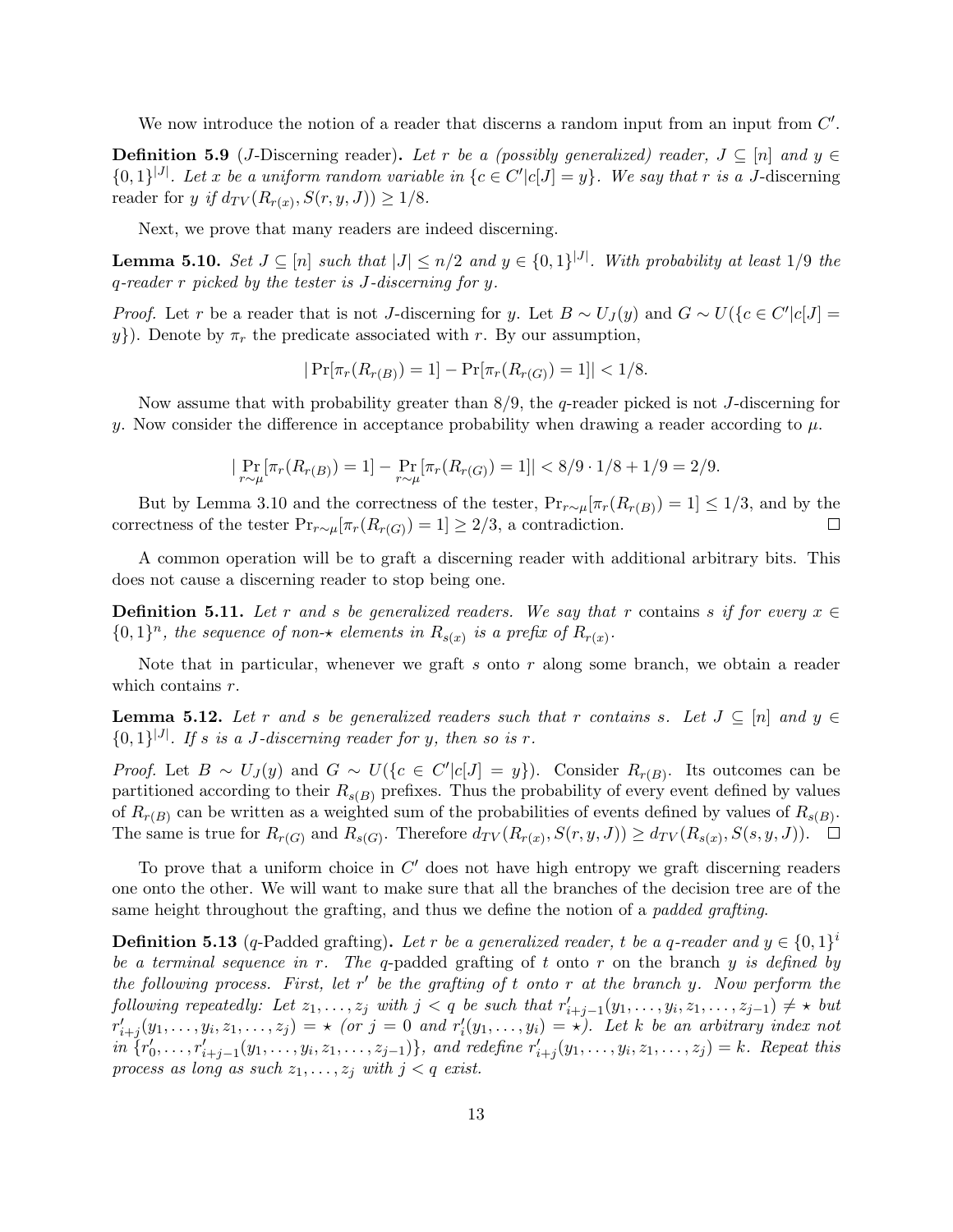We now introduce the notion of a reader that discerns a random input from an input from $C'$.

**Definition 5.9** ($J$-Discerning reader)**.** *Let $r$ be a (possibly generalized) reader, $J \subseteq [n]$ and $y \in \{0,1\}^{|J|}$. Let $x$ be a uniform random variable in $\{c \in C' | c[J] = y\}$. We say that $r$ is a $J$-discerning reader for $y$ if $d_{TV}(R_{r(x)}, S(r, y, J)) \geq 1/8$.*

Next, we prove that many readers are indeed discerning.

**Lemma 5.10.** *Set $J \subseteq [n]$ such that $|J| \leq n/2$ and $y \in \{0,1\}^{|J|}$. With probability at least $1/9$ the $q$-reader $r$ picked by the tester is $J$-discerning for $y$.*

*Proof.* Let $r$ be a reader that is not $J$-discerning for $y$. Let $B \sim U_J(y)$ and $G \sim U(\{c \in C' | c[J] = y\})$. Denote by $\pi_r$ the predicate associated with $r$. By our assumption,

$$|\Pr[\pi_r(R_{r(B)}) = 1] - \Pr[\pi_r(R_{r(G)}) = 1]| < 1/8.$$

Now assume that with probability greater than $8/9$, the $q$-reader picked is not $J$-discerning for $y$. Now consider the difference in acceptance probability when drawing a reader according to $\mu$.

$$|\Pr_{r\sim\mu}[\pi_r(R_{r(B)}) = 1] - \Pr_{r\sim\mu}[\pi_r(R_{r(G)}) = 1]| < 8/9 \cdot 1/8 + 1/9 = 2/9.$$

But by Lemma 3.10 and the correctness of the tester, $\Pr_{r\sim\mu}[\pi_r(R_{r(B)}) = 1] \leq 1/3$, and by the correctness of the tester $\Pr_{r\sim\mu}[\pi_r(R_{r(G)}) = 1] \geq 2/3$, a contradiction. ☐

A common operation will be to graft a discerning reader with additional arbitrary bits. This does not cause a discerning reader to stop being one.

**Definition 5.11.** *Let $r$ and $s$ be generalized readers. We say that $r$ contains $s$ if for every $x \in \{0,1\}^n$, the sequence of non-$\star$ elements in $R_{s(x)}$ is a prefix of $R_{r(x)}$.*

Note that in particular, whenever we graft $s$ onto $r$ along some branch, we obtain a reader which contains $r$.

**Lemma 5.12.** *Let $r$ and $s$ be generalized readers such that $r$ contains $s$. Let $J \subseteq [n]$ and $y \in \{0,1\}^{|J|}$. If $s$ is a $J$-discerning reader for $y$, then so is $r$.*

*Proof.* Let $B \sim U_J(y)$ and $G \sim U(\{c \in C' | c[J] = y\})$. Consider $R_{r(B)}$. Its outcomes can be partitioned according to their $R_{s(B)}$ prefixes. Thus the probability of every event defined by values of $R_{r(B)}$ can be written as a weighted sum of the probabilities of events defined by values of $R_{s(B)}$. The same is true for $R_{r(G)}$ and $R_{s(G)}$. Therefore $d_{TV}(R_{r(x)}, S(r, y, J)) \geq d_{TV}(R_{s(x)}, S(s, y, J))$. ☐

To prove that a uniform choice in $C'$ does not have high entropy we graft discerning readers one onto the other. We will want to make sure that all the branches of the decision tree are of the same height throughout the grafting, and thus we define the notion of a *padded grafting*.

**Definition 5.13** ($q$-Padded grafting)**.** *Let $r$ be a generalized reader, $t$ be a $q$-reader and $y \in \{0,1\}^i$ be a terminal sequence in $r$. The $q$-padded grafting of $t$ onto $r$ on the branch $y$ is defined by the following process. First, let $r'$ be the grafting of $t$ onto $r$ at the branch $y$. Now perform the following repeatedly: Let $z_1, \ldots, z_j$ with $j < q$ be such that $r'_{i+j-1}(y_1, \ldots, y_i, z_1, \ldots, z_{j-1}) \neq \star$ but $r'_{i+j}(y_1, \ldots, y_i, z_1, \ldots, z_j) = \star$ (or $j = 0$ and $r'_i(y_1, \ldots, y_i) = \star$). Let $k$ be an arbitrary index not in $\{r'_0, \ldots, r'_{i+j-1}(y_1, \ldots, y_i, z_1, \ldots, z_{j-1})\}$, and redefine $r'_{i+j}(y_1, \ldots, y_i, z_1, \ldots, z_j) = k$. Repeat this process as long as such $z_1, \ldots, z_j$ with $j < q$ exist.*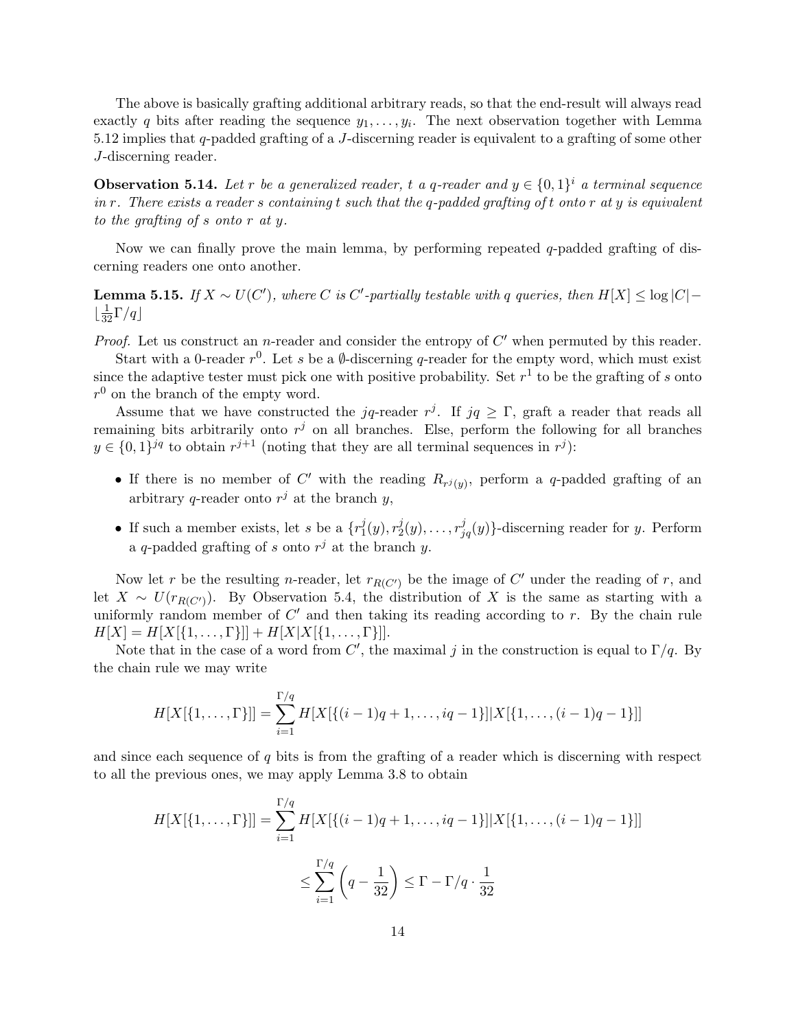The above is basically grafting additional arbitrary reads, so that the end-result will always read exactly $q$ bits after reading the sequence $y_1, \ldots, y_i$. The next observation together with Lemma 5.12 implies that $q$-padded grafting of a $J$-discerning reader is equivalent to a grafting of some other $J$-discerning reader.

**Observation 5.14.** *Let $r$ be a generalized reader, $t$ a $q$-reader and $y \in \{0,1\}^i$ a terminal sequence in $r$. There exists a reader $s$ containing $t$ such that the $q$-padded grafting of $t$ onto $r$ at $y$ is equivalent to the grafting of $s$ onto $r$ at $y$.*

Now we can finally prove the main lemma, by performing repeated $q$-padded grafting of discerning readers one onto another.

**Lemma 5.15.** *If $X \sim U(C')$, where $C$ is $C'$-partially testable with $q$ queries, then $H[X] \leq \log |C| - \lfloor \frac{1}{32}\Gamma/q \rfloor$*

*Proof.* Let us construct an $n$-reader and consider the entropy of $C'$ when permuted by this reader.

Start with a 0-reader $r^0$. Let $s$ be a $\emptyset$-discerning $q$-reader for the empty word, which must exist since the adaptive tester must pick one with positive probability. Set $r^1$ to be the grafting of $s$ onto $r^0$ on the branch of the empty word.

Assume that we have constructed the $jq$-reader $r^j$. If $jq \geq \Gamma$, graft a reader that reads all remaining bits arbitrarily onto $r^j$ on all branches. Else, perform the following for all branches $y \in \{0,1\}^{jq}$ to obtain $r^{j+1}$ (noting that they are all terminal sequences in $r^j$):

- If there is no member of $C'$ with the reading $R_{r^j(y)}$, perform a $q$-padded grafting of an arbitrary $q$-reader onto $r^j$ at the branch $y$,
- If such a member exists, let $s$ be a $\{r_1^j(y), r_2^j(y), \ldots, r_{jq}^j(y)\}$-discerning reader for $y$. Perform a $q$-padded grafting of $s$ onto $r^j$ at the branch $y$.

Now let $r$ be the resulting $n$-reader, let $r_{R(C')}$ be the image of $C'$ under the reading of $r$, and let $X \sim U(r_{R(C')})$. By Observation 5.4, the distribution of $X$ is the same as starting with a uniformly random member of $C'$ and then taking its reading according to $r$. By the chain rule $H[X] = H[X[\{1, \ldots, \Gamma\}]] + H[X|X[\{1, \ldots, \Gamma\}]]$.

Note that in the case of a word from $C'$, the maximal $j$ in the construction is equal to $\Gamma/q$. By the chain rule we may write

$$H[X[\{1, \ldots, \Gamma\}]] = \sum_{i=1}^{\Gamma/q} H[X[\{(i-1)q+1, \ldots, iq-1\}]|X[\{1, \ldots, (i-1)q-1\}]]$$

and since each sequence of $q$ bits is from the grafting of a reader which is discerning with respect to all the previous ones, we may apply Lemma 3.8 to obtain

$$H[X[\{1, \ldots, \Gamma\}]] = \sum_{i=1}^{\Gamma/q} H[X[\{(i-1)q+1, \ldots, iq-1\}]|X[\{1, \ldots, (i-1)q-1\}]]$$

$$\leq \sum_{i=1}^{\Gamma/q} \left(q - \frac{1}{32}\right) \leq \Gamma - \Gamma/q \cdot \frac{1}{32}$$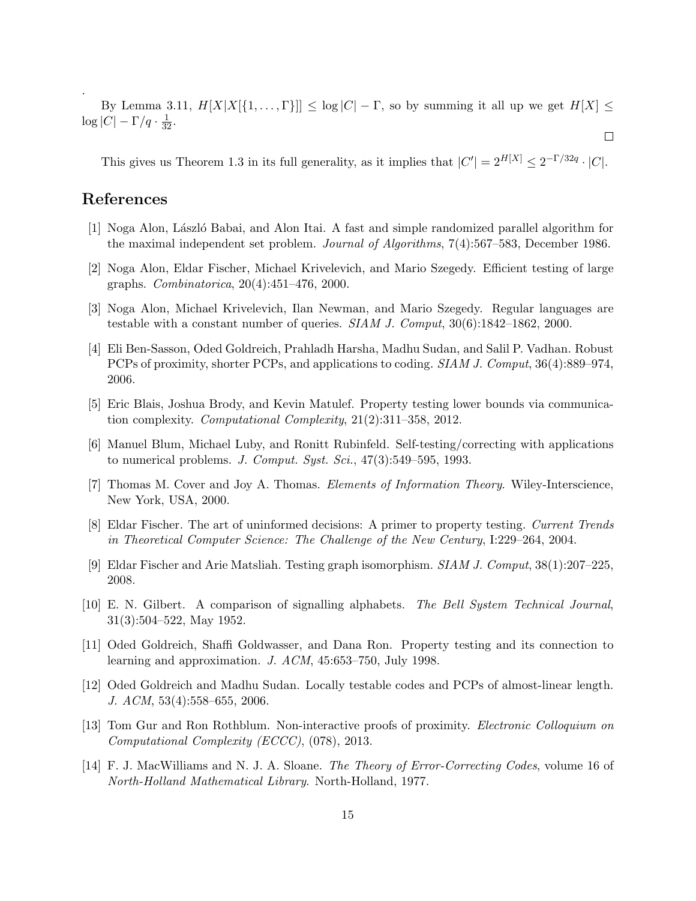.

By Lemma 3.11, $H[X|X[\{1,\ldots,\Gamma\}]] \leq \log|C| - \Gamma$, so by summing it all up we get $H[X] \leq \log|C| - \Gamma/q \cdot \frac{1}{32}$.

□

This gives us Theorem 1.3 in its full generality, as it implies that $|C'| = 2^{H[X]} \leq 2^{-\Gamma/32q} \cdot |C|$.

## References

[1] Noga Alon, László Babai, and Alon Itai. A fast and simple randomized parallel algorithm for the maximal independent set problem. *Journal of Algorithms*, 7(4):567–583, December 1986.

[2] Noga Alon, Eldar Fischer, Michael Krivelevich, and Mario Szegedy. Efficient testing of large graphs. *Combinatorica*, 20(4):451–476, 2000.

[3] Noga Alon, Michael Krivelevich, Ilan Newman, and Mario Szegedy. Regular languages are testable with a constant number of queries. *SIAM J. Comput*, 30(6):1842–1862, 2000.

[4] Eli Ben-Sasson, Oded Goldreich, Prahladh Harsha, Madhu Sudan, and Salil P. Vadhan. Robust PCPs of proximity, shorter PCPs, and applications to coding. *SIAM J. Comput*, 36(4):889–974, 2006.

[5] Eric Blais, Joshua Brody, and Kevin Matulef. Property testing lower bounds via communication complexity. *Computational Complexity*, 21(2):311–358, 2012.

[6] Manuel Blum, Michael Luby, and Ronitt Rubinfeld. Self-testing/correcting with applications to numerical problems. *J. Comput. Syst. Sci.*, 47(3):549–595, 1993.

[7] Thomas M. Cover and Joy A. Thomas. *Elements of Information Theory*. Wiley-Interscience, New York, USA, 2000.

[8] Eldar Fischer. The art of uninformed decisions: A primer to property testing. *Current Trends in Theoretical Computer Science: The Challenge of the New Century*, I:229–264, 2004.

[9] Eldar Fischer and Arie Matsliah. Testing graph isomorphism. *SIAM J. Comput*, 38(1):207–225, 2008.

[10] E. N. Gilbert. A comparison of signalling alphabets. *The Bell System Technical Journal*, 31(3):504–522, May 1952.

[11] Oded Goldreich, Shaffi Goldwasser, and Dana Ron. Property testing and its connection to learning and approximation. *J. ACM*, 45:653–750, July 1998.

[12] Oded Goldreich and Madhu Sudan. Locally testable codes and PCPs of almost-linear length. *J. ACM*, 53(4):558–655, 2006.

[13] Tom Gur and Ron Rothblum. Non-interactive proofs of proximity. *Electronic Colloquium on Computational Complexity (ECCC)*, (078), 2013.

[14] F. J. MacWilliams and N. J. A. Sloane. *The Theory of Error-Correcting Codes*, volume 16 of *North-Holland Mathematical Library*. North-Holland, 1977.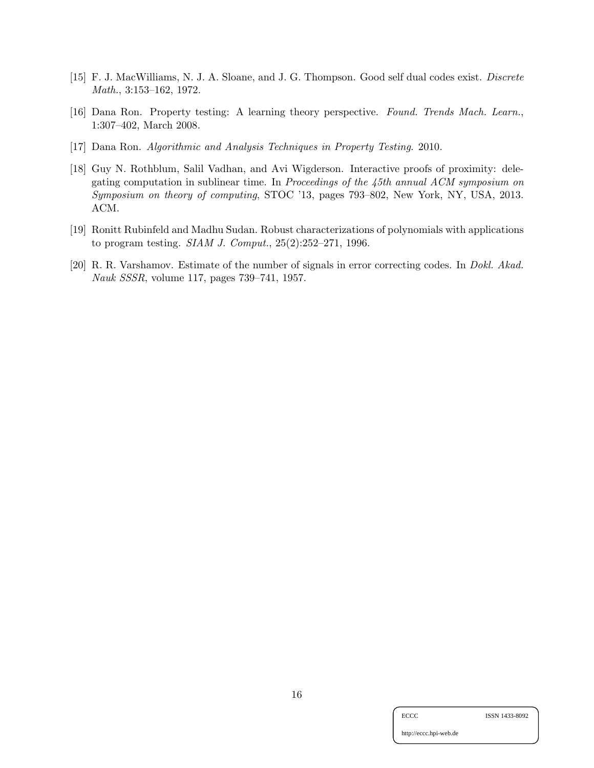[15] F. J. MacWilliams, N. J. A. Sloane, and J. G. Thompson. Good self dual codes exist. *Discrete Math.*, 3:153–162, 1972.

[16] Dana Ron. Property testing: A learning theory perspective. *Found. Trends Mach. Learn.*, 1:307–402, March 2008.

[17] Dana Ron. *Algorithmic and Analysis Techniques in Property Testing*. 2010.

[18] Guy N. Rothblum, Salil Vadhan, and Avi Wigderson. Interactive proofs of proximity: delegating computation in sublinear time. In *Proceedings of the 45th annual ACM symposium on Symposium on theory of computing*, STOC '13, pages 793–802, New York, NY, USA, 2013. ACM.

[19] Ronitt Rubinfeld and Madhu Sudan. Robust characterizations of polynomials with applications to program testing. *SIAM J. Comput.*, 25(2):252–271, 1996.

[20] R. R. Varshamov. Estimate of the number of signals in error correcting codes. In *Dokl. Akad. Nauk SSSR*, volume 117, pages 739–741, 1957.

ECCC ISSN 1433-8092

http://eccc.hpi-web.de